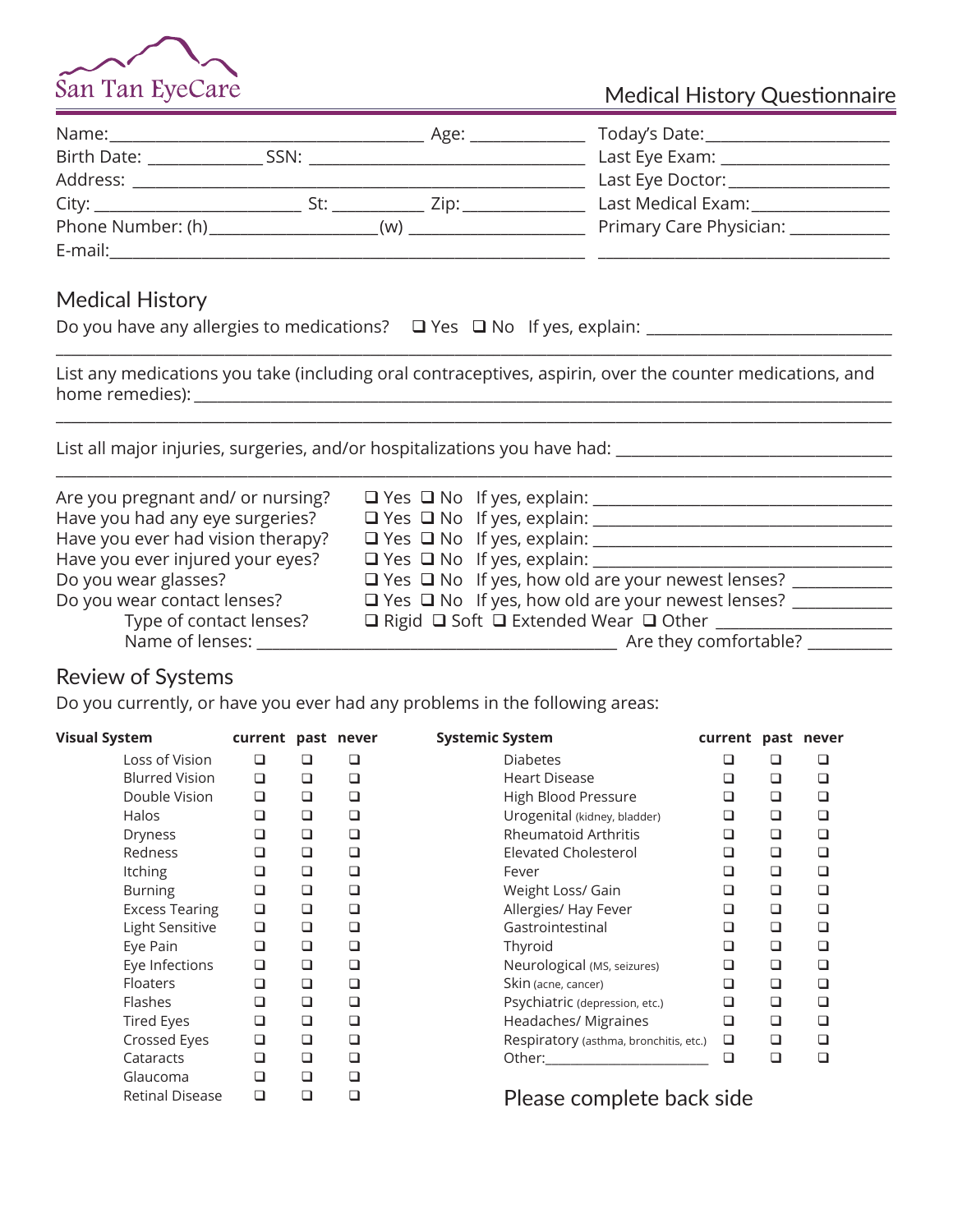San Tan EyeCare

# Medical History Questionnaire

Name:\_\_\_\_\_\_\_\_\_\_\_\_\_\_\_\_\_\_\_\_\_\_\_\_\_\_\_\_ Age: \_\_\_\_\_\_\_\_\_\_ Today's Date:\_\_\_\_\_\_\_\_\_\_\_\_\_\_\_\_

Birth Date: \_\_\_\_\_\_\_\_\_\_ SSN: \_\_\_\_\_\_\_\_\_\_\_\_\_\_\_\_\_\_\_\_\_\_\_\_ Last Eye Exam: \_\_\_\_\_\_\_\_\_\_\_\_\_\_\_\_

Address: \_\_\_\_\_\_\_\_\_\_\_\_\_\_\_\_\_\_\_\_\_\_\_\_\_\_\_\_\_\_\_\_\_\_\_\_\_\_\_\_ Last Eye Doctor:\_\_\_\_\_\_\_\_\_\_\_\_\_\_\_\_

City: \_\_\_\_\_\_\_\_\_\_\_\_\_\_\_\_\_\_ St: \_\_\_\_\_\_\_\_ Zip:\_\_\_\_\_\_\_\_\_\_ Last Medical Exam:\_\_\_\_\_\_\_\_\_\_\_\_\_\_

Phone Number: (h)\_\_\_\_\_\_\_\_\_\_\_\_\_\_\_(w) \_\_\_\_\_\_\_\_\_\_\_\_\_\_\_\_ Primary Care Physician: \_\_\_\_\_\_\_\_\_\_

E-mail:\_\_\_\_\_\_\_\_\_\_\_\_\_\_\_\_\_\_\_\_\_\_\_\_\_\_\_\_\_\_\_\_\_\_\_\_\_\_\_\_\_\_\_\_ \_\_\_\_\_\_\_\_\_\_\_\_\_\_\_\_\_\_\_\_\_\_\_\_\_\_\_\_

## Medical History

Do you have any allergies to medications? ❑ Yes ❑ No If yes, explain: \_\_\_\_\_\_\_\_\_\_\_\_\_\_\_\_\_\_\_\_\_\_\_\_

List any medications you take (including oral contraceptives, aspirin, over the counter medications, and home remedies): \_\_\_\_\_\_\_\_\_\_\_\_\_\_\_\_\_\_\_\_\_\_\_\_\_\_\_\_\_\_\_\_\_\_\_\_\_\_\_\_

List all major injuries, surgeries, and/or hospitalizations you have had: \_\_\_\_\_\_\_\_\_\_\_\_\_\_\_\_\_\_\_\_\_\_\_\_\_\_

Are you pregnant and/ or nursing? ❑ Yes ❑ No If yes, explain: \_\_\_\_\_\_\_\_\_\_\_\_\_\_\_\_\_\_\_\_\_\_\_\_\_\_\_\_

Have you had any eye surgeries? ❑ Yes ❑ No If yes, explain: \_\_\_\_\_\_\_\_\_\_\_\_\_\_\_\_\_\_\_\_\_\_\_\_\_\_\_\_

Have you ever had vision therapy? ❑ Yes ❑ No If yes, explain: \_\_\_\_\_\_\_\_\_\_\_\_\_\_\_\_\_\_\_\_\_\_\_\_\_\_\_\_

Have you ever injured your eyes? ❑ Yes ❑ No If yes, explain: \_\_\_\_\_\_\_\_\_\_\_\_\_\_\_\_\_\_\_\_\_\_\_\_\_\_\_\_

Do you wear glasses? ❑ Yes ❑ No If yes, how old are your newest lenses? \_\_\_\_\_\_\_\_\_\_

Do you wear contact lenses? ❑ Yes ❑ No If yes, how old are your newest lenses? \_\_\_\_\_\_\_\_\_\_

Type of contact lenses? ❑ Rigid ❑ Soft ❑ Extended Wear ❑ Other \_\_\_\_\_\_\_\_\_\_\_\_\_\_\_\_

Name of lenses: \_\_\_\_\_\_\_\_\_\_\_\_\_\_\_\_\_\_\_\_\_\_\_\_\_\_\_\_\_\_\_\_\_\_ Are they comfortable? \_\_\_\_\_\_\_\_

## Review of Systems

Do you currently, or have you ever had any problems in the following areas:

| **Visual System** | **current** | **past** | **never** |
|---|---|---|---|
| Loss of Vision | ❑ | ❑ | ❑ |
| Blurred Vision | ❑ | ❑ | ❑ |
| Double Vision | ❑ | ❑ | ❑ |
| Halos | ❑ | ❑ | ❑ |
| Dryness | ❑ | ❑ | ❑ |
| Redness | ❑ | ❑ | ❑ |
| Itching | ❑ | ❑ | ❑ |
| Burning | ❑ | ❑ | ❑ |
| Excess Tearing | ❑ | ❑ | ❑ |
| Light Sensitive | ❑ | ❑ | ❑ |
| Eye Pain | ❑ | ❑ | ❑ |
| Eye Infections | ❑ | ❑ | ❑ |
| Floaters | ❑ | ❑ | ❑ |
| Flashes | ❑ | ❑ | ❑ |
| Tired Eyes | ❑ | ❑ | ❑ |
| Crossed Eyes | ❑ | ❑ | ❑ |
| Cataracts | ❑ | ❑ | ❑ |
| Glaucoma | ❑ | ❑ | ❑ |
| Retinal Disease | ❑ | ❑ | ❑ |

| **Systemic System** | **current** | **past** | **never** |
|---|---|---|---|
| Diabetes | ❑ | ❑ | ❑ |
| Heart Disease | ❑ | ❑ | ❑ |
| High Blood Pressure | ❑ | ❑ | ❑ |
| Urogenital (kidney, bladder) | ❑ | ❑ | ❑ |
| Rheumatoid Arthritis | ❑ | ❑ | ❑ |
| Elevated Cholesterol | ❑ | ❑ | ❑ |
| Fever | ❑ | ❑ | ❑ |
| Weight Loss/ Gain | ❑ | ❑ | ❑ |
| Allergies/ Hay Fever | ❑ | ❑ | ❑ |
| Gastrointestinal | ❑ | ❑ | ❑ |
| Thyroid | ❑ | ❑ | ❑ |
| Neurological (MS, seizures) | ❑ | ❑ | ❑ |
| Skin (acne, cancer) | ❑ | ❑ | ❑ |
| Psychiatric (depression, etc.) | ❑ | ❑ | ❑ |
| Headaches/ Migraines | ❑ | ❑ | ❑ |
| Respiratory (asthma, bronchitis, etc.) | ❑ | ❑ | ❑ |
| Other:\_\_\_\_\_\_\_\_\_\_\_\_\_\_\_\_ | ❑ | ❑ | ❑ |

Please complete back side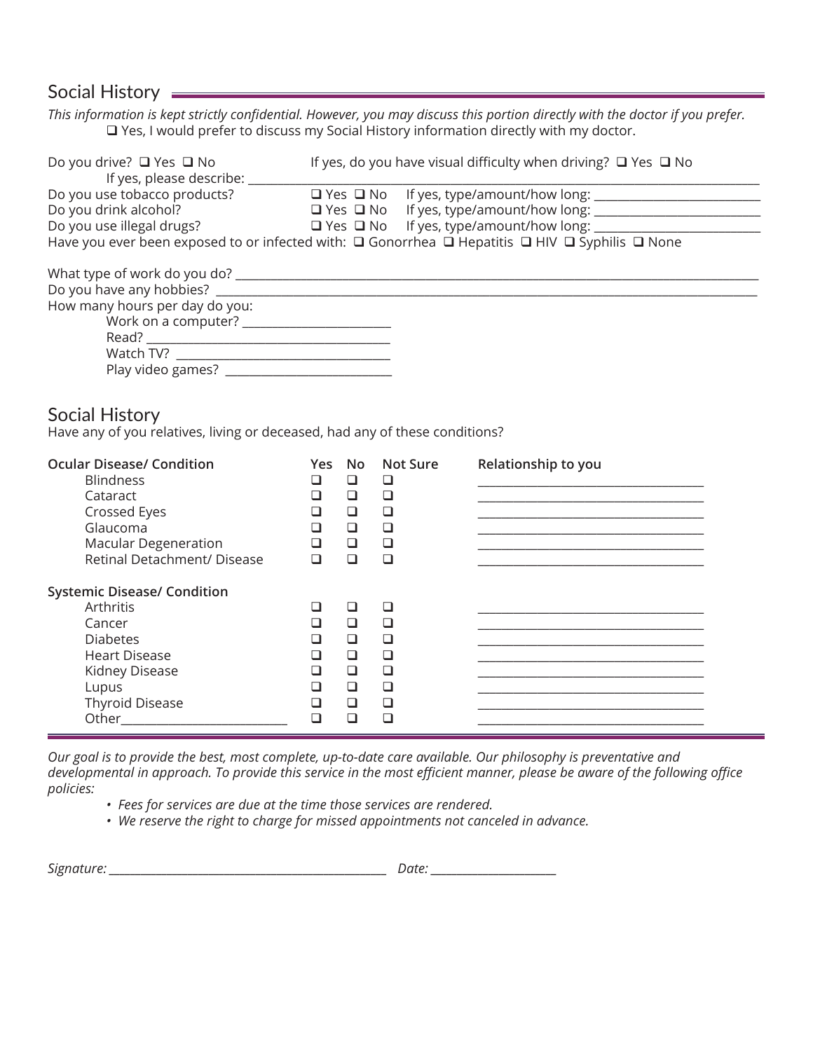## Social History

*This information is kept strictly confidential. However, you may discuss this portion directly with the doctor if you prefer.*

❑ Yes, I would prefer to discuss my Social History information directly with my doctor.

Do you drive? ❑ Yes ❑ No If yes, do you have visual difficulty when driving? ❑ Yes ❑ No

If yes, please describe: ____________________

Do you use tobacco products? ❑ Yes ❑ No If yes, type/amount/how long: ____________________

Do you drink alcohol? ❑ Yes ❑ No If yes, type/amount/how long: ____________________

Do you use illegal drugs? ❑ Yes ❑ No If yes, type/amount/how long: ____________________

Have you ever been exposed to or infected with: ❑ Gonorrhea ❑ Hepatitis ❑ HIV ❑ Syphilis ❑ None

What type of work do you do? ____________________

Do you have any hobbies? ____________________

How many hours per day do you:

- Work on a computer? ____________________
- Read? ____________________
- Watch TV? ____________________
- Play video games? ____________________

## Social History

Have any of you relatives, living or deceased, had any of these conditions?

| Ocular Disease/ Condition | Yes | No | Not Sure | Relationship to you |
|---|---|---|---|---|
| Blindness | ❑ | ❑ | ❑ | ____________________ |
| Cataract | ❑ | ❑ | ❑ | ____________________ |
| Crossed Eyes | ❑ | ❑ | ❑ | ____________________ |
| Glaucoma | ❑ | ❑ | ❑ | ____________________ |
| Macular Degeneration | ❑ | ❑ | ❑ | ____________________ |
| Retinal Detachment/ Disease | ❑ | ❑ | ❑ | ____________________ |
| **Systemic Disease/ Condition** | | | | |
| Arthritis | ❑ | ❑ | ❑ | ____________________ |
| Cancer | ❑ | ❑ | ❑ | ____________________ |
| Diabetes | ❑ | ❑ | ❑ | ____________________ |
| Heart Disease | ❑ | ❑ | ❑ | ____________________ |
| Kidney Disease | ❑ | ❑ | ❑ | ____________________ |
| Lupus | ❑ | ❑ | ❑ | ____________________ |
| Thyroid Disease | ❑ | ❑ | ❑ | ____________________ |
| Other____________________ | ❑ | ❑ | ❑ | ____________________ |

*Our goal is to provide the best, most complete, up-to-date care available. Our philosophy is preventative and developmental in approach. To provide this service in the most efficient manner, please be aware of the following office policies:*

- *Fees for services are due at the time those services are rendered.*
- *We reserve the right to charge for missed appointments not canceled in advance.*

*Signature:* ____________________ *Date:* ____________________